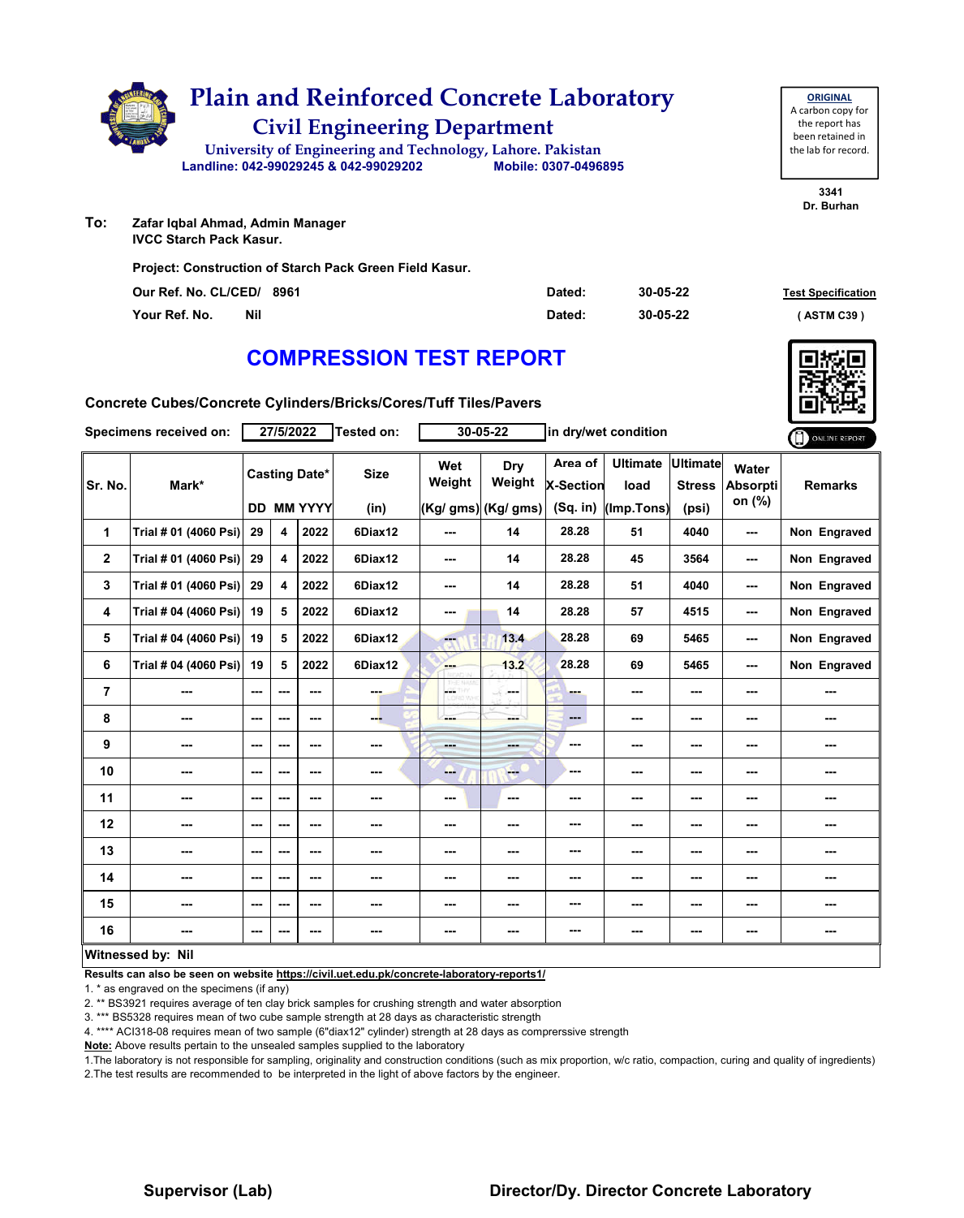# Plain and Reinforced Concrete Laboratory

## Civil Engineering Department

University of Engineering and Technology, Lahore. Pakistan

Landline: 042-99029245 & 042-99029202 Mobile: 0307-0496895

**ORIGINAL**
A carbon copy for the report has been retained in the lab for record.

3341
Dr. Burhan

**To:** Zafar Iqbal Ahmad, Admin Manager
IVCC Starch Pack Kasur.

**Project: Construction of Starch Pack Green Field Kasur.**

| | | | |
|---|---|---|---|
| Our Ref. No. CL/CED/ 8961 | Dated: | 30-05-22 | Test Specification |
| Your Ref. No. Nil | Dated: | 30-05-22 | ( ASTM C39 ) |

## COMPRESSION TEST REPORT

**Concrete Cubes/Concrete Cylinders/Bricks/Cores/Tuff Tiles/Pavers**

Specimens received on: 27/5/2022 Tested on: 30-05-22 in dry/wet condition

ONLINE REPORT

| Sr. No. | Mark* | Casting Date* DD | MM | YYYY | Size (in) | Wet Weight (Kg/ gms) | Dry Weight (Kg/ gms) | Area of X-Section (Sq. in) | Ultimate load (Imp.Tons) | Ultimate Stress (psi) | Water Absorption (%) | Remarks |
|---|---|---|---|---|---|---|---|---|---|---|---|---|
| 1 | Trial # 01 (4060 Psi) | 29 | 4 | 2022 | 6Diax12 | --- | 14 | 28.28 | 51 | 4040 | --- | Non Engraved |
| 2 | Trial # 01 (4060 Psi) | 29 | 4 | 2022 | 6Diax12 | --- | 14 | 28.28 | 45 | 3564 | --- | Non Engraved |
| 3 | Trial # 01 (4060 Psi) | 29 | 4 | 2022 | 6Diax12 | --- | 14 | 28.28 | 51 | 4040 | --- | Non Engraved |
| 4 | Trial # 04 (4060 Psi) | 19 | 5 | 2022 | 6Diax12 | --- | 14 | 28.28 | 57 | 4515 | --- | Non Engraved |
| 5 | Trial # 04 (4060 Psi) | 19 | 5 | 2022 | 6Diax12 | --- | 13.4 | 28.28 | 69 | 5465 | --- | Non Engraved |
| 6 | Trial # 04 (4060 Psi) | 19 | 5 | 2022 | 6Diax12 | --- | 13.2 | 28.28 | 69 | 5465 | --- | Non Engraved |
| 7 | --- | --- | --- | --- | --- | --- | --- | --- | --- | --- | --- | --- |
| 8 | --- | --- | --- | --- | --- | --- | --- | --- | --- | --- | --- | --- |
| 9 | --- | --- | --- | --- | --- | --- | --- | --- | --- | --- | --- | --- |
| 10 | --- | --- | --- | --- | --- | --- | --- | --- | --- | --- | --- | --- |
| 11 | --- | --- | --- | --- | --- | --- | --- | --- | --- | --- | --- | --- |
| 12 | --- | --- | --- | --- | --- | --- | --- | --- | --- | --- | --- | --- |
| 13 | --- | --- | --- | --- | --- | --- | --- | --- | --- | --- | --- | --- |
| 14 | --- | --- | --- | --- | --- | --- | --- | --- | --- | --- | --- | --- |
| 15 | --- | --- | --- | --- | --- | --- | --- | --- | --- | --- | --- | --- |
| 16 | --- | --- | --- | --- | --- | --- | --- | --- | --- | --- | --- | --- |

**Witnessed by: Nil**

**Results can also be seen on website https://civil.uet.edu.pk/concrete-laboratory-reports1/**

1. * as engraved on the specimens (if any)
2. ** BS3921 requires average of ten clay brick samples for crushing strength and water absorption
3. *** BS5328 requires mean of two cube sample strength at 28 days as characteristic strength
4. **** ACI318-08 requires mean of two sample (6"diax12" cylinder) strength at 28 days as comprerssive strength

**Note:** Above results pertain to the unsealed samples supplied to the laboratory

1. The laboratory is not responsible for sampling, originality and construction conditions (such as mix proportion, w/c ratio, compaction, curing and quality of ingredients)
2. The test results are recommended to be interpreted in the light of above factors by the engineer.

**Supervisor (Lab)** **Director/Dy. Director Concrete Laboratory**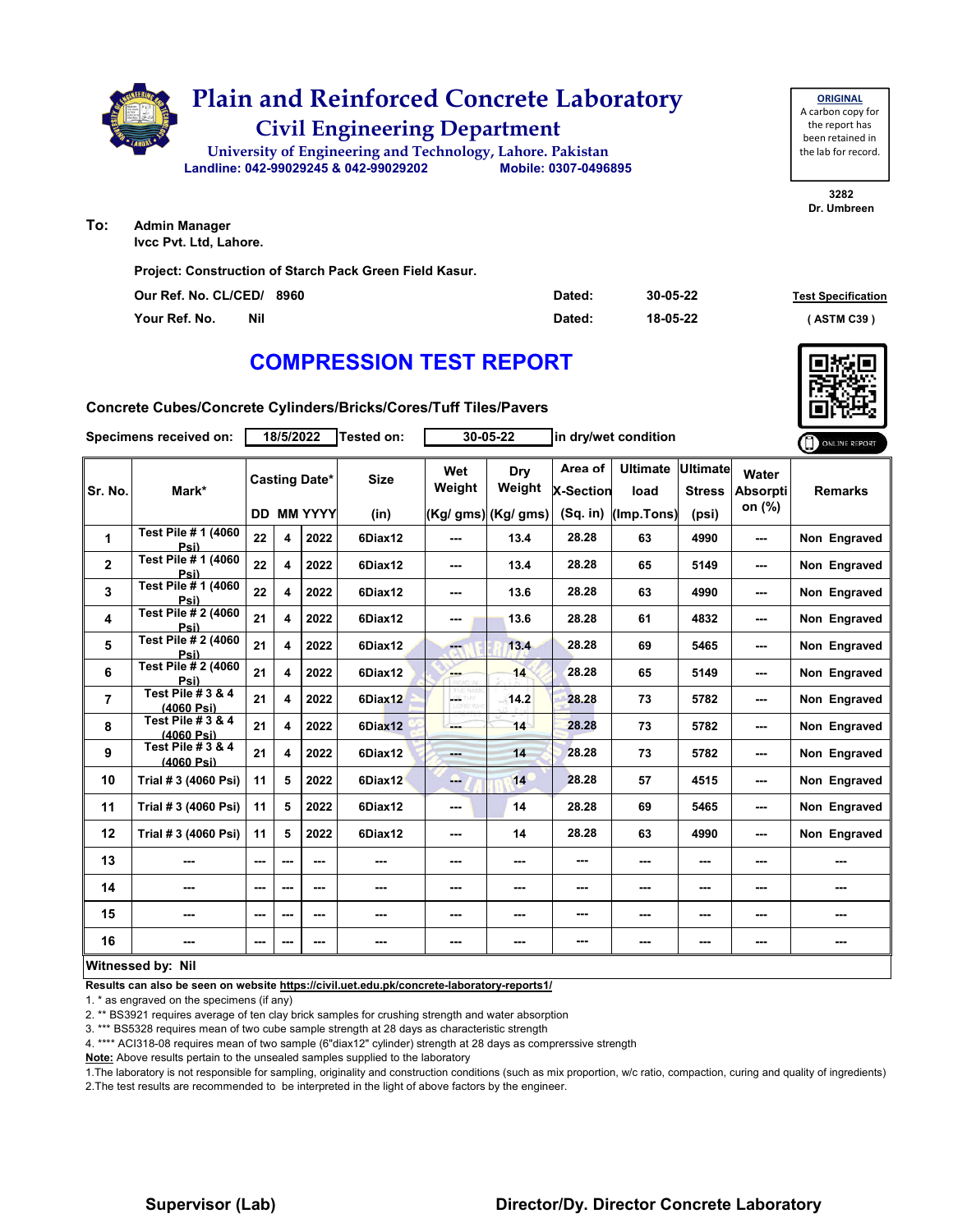# Plain and Reinforced Concrete Laboratory

## Civil Engineering Department

University of Engineering and Technology, Lahore. Pakistan

Landline: 042-99029245 & 042-99029202    Mobile: 0307-0496895

**ORIGINAL**
A carbon copy for the report has been retained in the lab for record.

3282
Dr. Umbreen

**To:** Admin Manager
Ivcc Pvt. Ltd, Lahore.

**Project: Construction of Starch Pack Green Field Kasur.**

| | | | |
|---|---|---|---|
| Our Ref. No. CL/CED/ 8960 | Dated: | 30-05-22 | Test Specification |
| Your Ref. No. Nil | Dated: | 18-05-22 | ( ASTM C39 ) |

# COMPRESSION TEST REPORT

**Concrete Cubes/Concrete Cylinders/Bricks/Cores/Tuff Tiles/Pavers**

Specimens received on: 18/5/2022 Tested on: 30-05-22 in dry/wet condition

| Sr. No. | Mark* | Casting Date* DD | MM | YYYY | Size (in) | Wet Weight (Kg/ gms) | Dry Weight (Kg/ gms) | Area of X-Section (Sq. in) | Ultimate load (Imp.Tons) | Ultimate Stress (psi) | Water Absorption (%) | Remarks |
|---|---|---|---|---|---|---|---|---|---|---|---|---|
| 1 | Test Pile # 1 (4060 Psi) | 22 | 4 | 2022 | 6Diax12 | --- | 13.4 | 28.28 | 63 | 4990 | --- | Non Engraved |
| 2 | Test Pile # 1 (4060 Psi) | 22 | 4 | 2022 | 6Diax12 | --- | 13.4 | 28.28 | 65 | 5149 | --- | Non Engraved |
| 3 | Test Pile # 1 (4060 Psi) | 22 | 4 | 2022 | 6Diax12 | --- | 13.6 | 28.28 | 63 | 4990 | --- | Non Engraved |
| 4 | Test Pile # 2 (4060 Psi) | 21 | 4 | 2022 | 6Diax12 | --- | 13.6 | 28.28 | 61 | 4832 | --- | Non Engraved |
| 5 | Test Pile # 2 (4060 Psi) | 21 | 4 | 2022 | 6Diax12 | --- | 13.4 | 28.28 | 69 | 5465 | --- | Non Engraved |
| 6 | Test Pile # 2 (4060 Psi) | 21 | 4 | 2022 | 6Diax12 | --- | 14 | 28.28 | 65 | 5149 | --- | Non Engraved |
| 7 | Test Pile # 3 & 4 (4060 Psi) | 21 | 4 | 2022 | 6Diax12 | --- | 14.2 | 28.28 | 73 | 5782 | --- | Non Engraved |
| 8 | Test Pile # 3 & 4 (4060 Psi) | 21 | 4 | 2022 | 6Diax12 | --- | 14 | 28.28 | 73 | 5782 | --- | Non Engraved |
| 9 | Test Pile # 3 & 4 (4060 Psi) | 21 | 4 | 2022 | 6Diax12 | --- | 14 | 28.28 | 73 | 5782 | --- | Non Engraved |
| 10 | Trial # 3 (4060 Psi) | 11 | 5 | 2022 | 6Diax12 | --- | 14 | 28.28 | 57 | 4515 | --- | Non Engraved |
| 11 | Trial # 3 (4060 Psi) | 11 | 5 | 2022 | 6Diax12 | --- | 14 | 28.28 | 69 | 5465 | --- | Non Engraved |
| 12 | Trial # 3 (4060 Psi) | 11 | 5 | 2022 | 6Diax12 | --- | 14 | 28.28 | 63 | 4990 | --- | Non Engraved |
| 13 | --- | --- | --- | --- | --- | --- | --- | --- | --- | --- | --- | --- |
| 14 | --- | --- | --- | --- | --- | --- | --- | --- | --- | --- | --- | --- |
| 15 | --- | --- | --- | --- | --- | --- | --- | --- | --- | --- | --- | --- |
| 16 | --- | --- | --- | --- | --- | --- | --- | --- | --- | --- | --- | --- |

**Witnessed by: Nil**

**Results can also be seen on website https://civil.uet.edu.pk/concrete-laboratory-reports1/**

1. * as engraved on the specimens (if any)
2. ** BS3921 requires average of ten clay brick samples for crushing strength and water absorption
3. *** BS5328 requires mean of two cube sample strength at 28 days as characteristic strength
4. **** ACI318-08 requires mean of two sample (6"diax12" cylinder) strength at 28 days as comprerssive strength

**Note:** Above results pertain to the unsealed samples supplied to the laboratory

1.The laboratory is not responsible for sampling, originality and construction conditions (such as mix proportion, w/c ratio, compaction, curing and quality of ingredients)
2.The test results are recommended to be interpreted in the light of above factors by the engineer.

**Supervisor (Lab)**    **Director/Dy. Director Concrete Laboratory**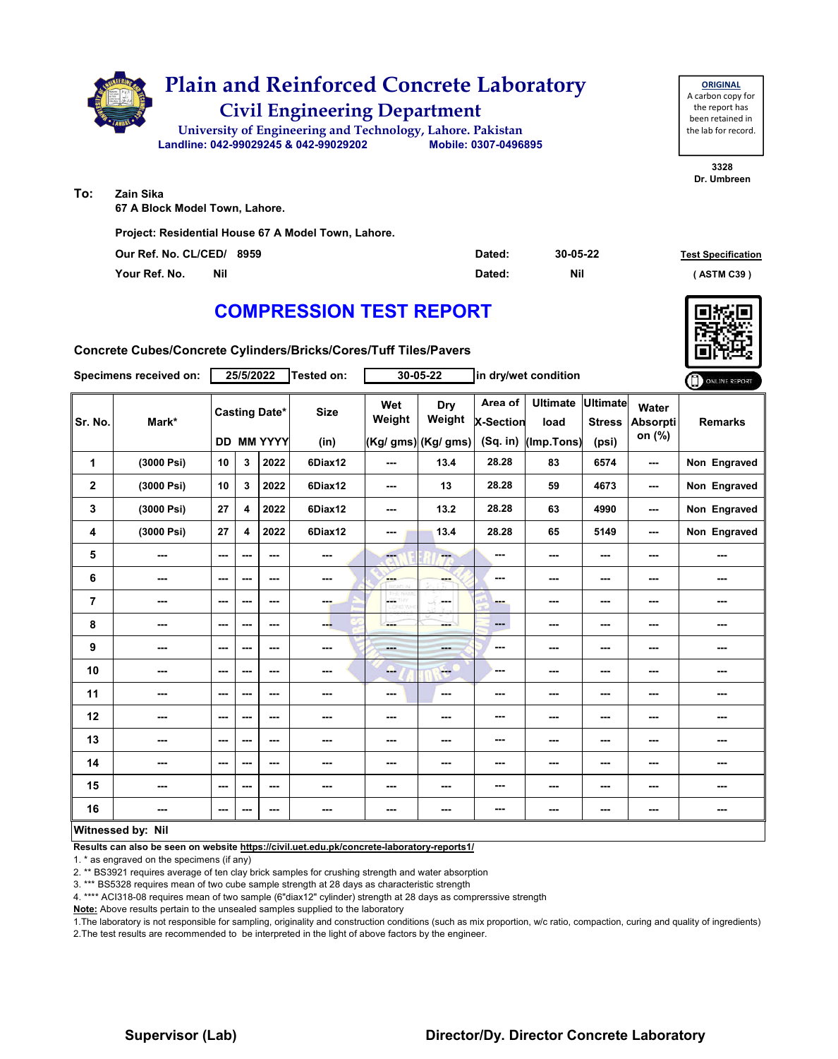# Plain and Reinforced Concrete Laboratory

## Civil Engineering Department

University of Engineering and Technology, Lahore. Pakistan

Landline: 042-99029245 & 042-99029202 Mobile: 0307-0496895

**ORIGINAL**
A carbon copy for the report has been retained in the lab for record.

3328
Dr. Umbreen

**To:** Zain Sika
67 A Block Model Town, Lahore.

**Project: Residential House 67 A Model Town, Lahore.**

Our Ref. No. CL/CED/ 8959 Dated: 30-05-22

Your Ref. No. Nil Dated: Nil

**Test Specification** ( ASTM C39 )

## COMPRESSION TEST REPORT

**Concrete Cubes/Concrete Cylinders/Bricks/Cores/Tuff Tiles/Pavers**

Specimens received on: 25/5/2022 Tested on: 30-05-22 in dry/wet condition

ONLINE REPORT

| Sr. No. | Mark* | Casting Date* DD | MM | YYYY | Size (in) | Wet Weight (Kg/ gms) | Dry Weight (Kg/ gms) | Area of X-Section (Sq. in) | Ultimate load (Imp.Tons) | Ultimate Stress (psi) | Water Absorption (%) | Remarks |
|---|---|---|---|---|---|---|---|---|---|---|---|---|
| 1 | (3000 Psi) | 10 | 3 | 2022 | 6Diax12 | --- | 13.4 | 28.28 | 83 | 6574 | --- | Non Engraved |
| 2 | (3000 Psi) | 10 | 3 | 2022 | 6Diax12 | --- | 13 | 28.28 | 59 | 4673 | --- | Non Engraved |
| 3 | (3000 Psi) | 27 | 4 | 2022 | 6Diax12 | --- | 13.2 | 28.28 | 63 | 4990 | --- | Non Engraved |
| 4 | (3000 Psi) | 27 | 4 | 2022 | 6Diax12 | --- | 13.4 | 28.28 | 65 | 5149 | --- | Non Engraved |
| 5 | --- | --- | --- | --- | --- | --- | --- | --- | --- | --- | --- | --- |
| 6 | --- | --- | --- | --- | --- | --- | --- | --- | --- | --- | --- | --- |
| 7 | --- | --- | --- | --- | --- | --- | --- | --- | --- | --- | --- | --- |
| 8 | --- | --- | --- | --- | --- | --- | --- | --- | --- | --- | --- | --- |
| 9 | --- | --- | --- | --- | --- | --- | --- | --- | --- | --- | --- | --- |
| 10 | --- | --- | --- | --- | --- | --- | --- | --- | --- | --- | --- | --- |
| 11 | --- | --- | --- | --- | --- | --- | --- | --- | --- | --- | --- | --- |
| 12 | --- | --- | --- | --- | --- | --- | --- | --- | --- | --- | --- | --- |
| 13 | --- | --- | --- | --- | --- | --- | --- | --- | --- | --- | --- | --- |
| 14 | --- | --- | --- | --- | --- | --- | --- | --- | --- | --- | --- | --- |
| 15 | --- | --- | --- | --- | --- | --- | --- | --- | --- | --- | --- | --- |
| 16 | --- | --- | --- | --- | --- | --- | --- | --- | --- | --- | --- | --- |

**Witnessed by: Nil**

**Results can also be seen on website https://civil.uet.edu.pk/concrete-laboratory-reports1/**

1. * as engraved on the specimens (if any)
2. ** BS3921 requires average of ten clay brick samples for crushing strength and water absorption
3. *** BS5328 requires mean of two cube sample strength at 28 days as characteristic strength
4. **** ACI318-08 requires mean of two sample (6"diax12" cylinder) strength at 28 days as comprerssive strength

**Note:** Above results pertain to the unsealed samples supplied to the laboratory

1.The laboratory is not responsible for sampling, originality and construction conditions (such as mix proportion, w/c ratio, compaction, curing and quality of ingredients)
2.The test results are recommended to be interpreted in the light of above factors by the engineer.

**Supervisor (Lab)** **Director/Dy. Director Concrete Laboratory**